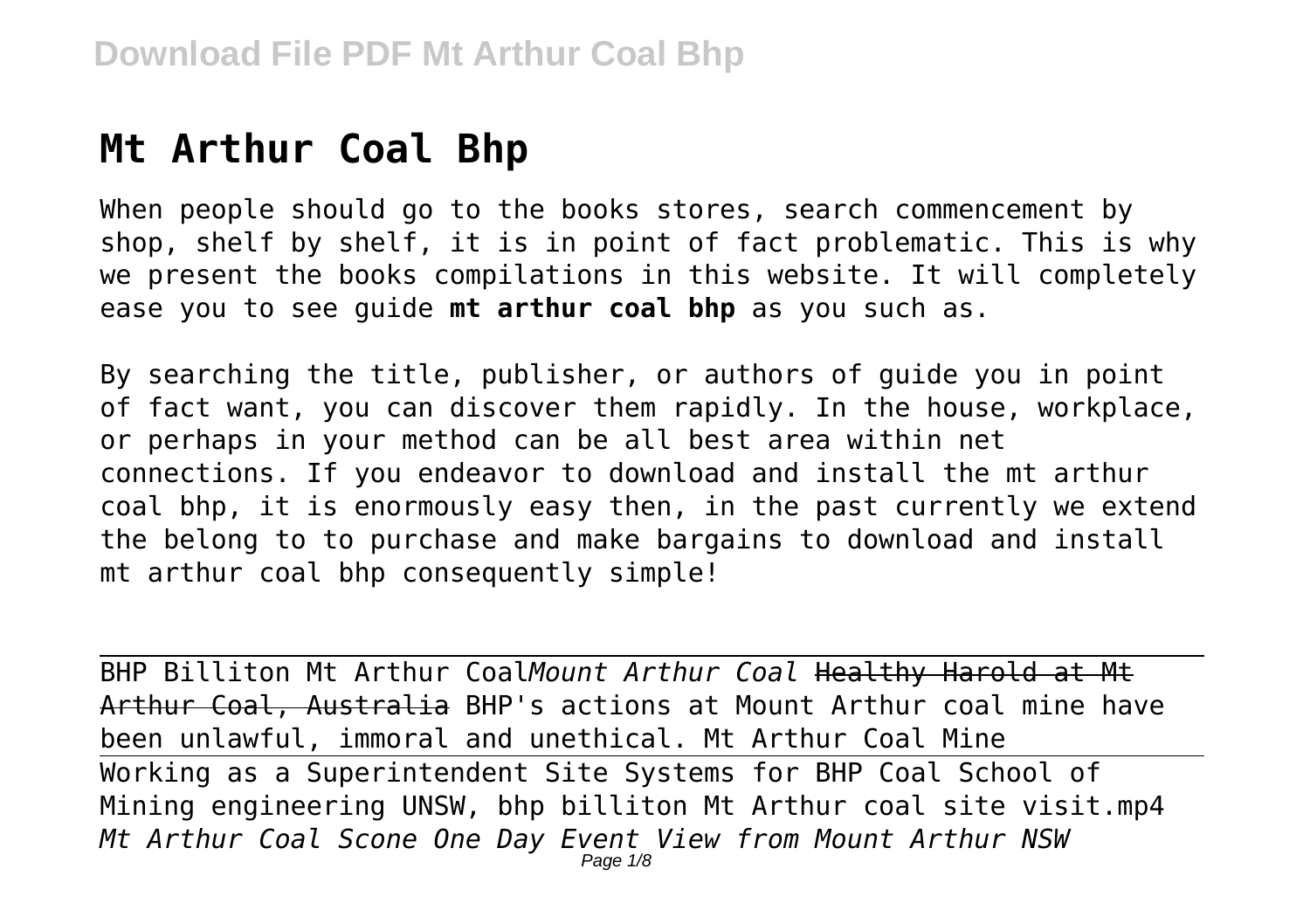# Mt Arthur Coal Bhp

When people should go to the books stores, search commencement by shop, shelf by shelf, it is in point of fact problematic. This is why we present the books compilations in this website. It will completely ease you to see guide **mt arthur coal bhp** as you such as.

By searching the title, publisher, or authors of guide you in point of fact want, you can discover them rapidly. In the house, workplace, or perhaps in your method can be all best area within net connections. If you endeavor to download and install the mt arthur coal bhp, it is enormously easy then, in the past currently we extend the belong to to purchase and make bargains to download and install mt arthur coal bhp consequently simple!

BHP Billiton Mt Arthur Coal*Mount Arthur Coal* ~~Healthy Harold at Mt Arthur Coal, Australia~~ BHP's actions at Mount Arthur coal mine have been unlawful, immoral and unethical. Mt Arthur Coal Mine

Working as a Superintendent Site Systems for BHP Coal School of Mining engineering UNSW, bhp billiton Mt Arthur coal site visit.mp4 *Mt Arthur Coal Scone One Day Event View from Mount Arthur NSW*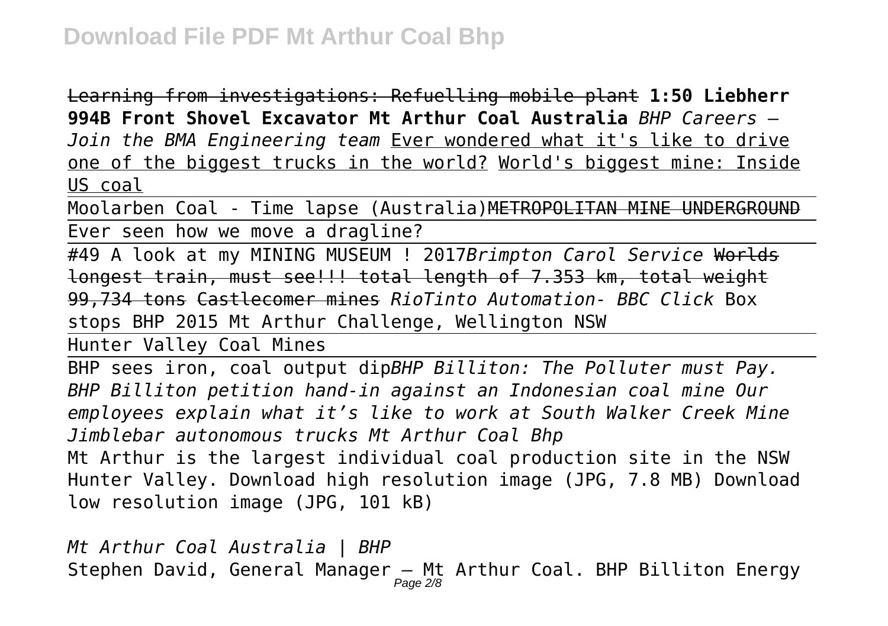Learning from investigations: Refuelling mobile plant **1:50 Liebherr 994B Front Shovel Excavator Mt Arthur Coal Australia** *BHP Careers – Join the BMA Engineering team* Ever wondered what it's like to drive one of the biggest trucks in the world? World's biggest mine: Inside US coal

Moolarben Coal - Time lapse (Australia) ~~METROPOLITAN MINE UNDERGROUND~~

Ever seen how we move a dragline?

#49 A look at my MINING MUSEUM ! 2017 *Brimpton Carol Service* ~~Worlds longest train, must see!!! total length of 7.353 km, total weight 99,734 tons~~ ~~Castlecomer mines~~ *RioTinto Automation- BBC Click* Box stops BHP 2015 Mt Arthur Challenge, Wellington NSW

Hunter Valley Coal Mines

BHP sees iron, coal output dip *BHP Billiton: The Polluter must Pay. BHP Billiton petition hand-in against an Indonesian coal mine Our employees explain what it's like to work at South Walker Creek Mine Jimblebar autonomous trucks Mt Arthur Coal Bhp*

Mt Arthur is the largest individual coal production site in the NSW Hunter Valley. Download high resolution image (JPG, 7.8 MB) Download low resolution image (JPG, 101 kB)

*Mt Arthur Coal Australia | BHP*

Stephen David, General Manager – Mt Arthur Coal. BHP Billiton Energy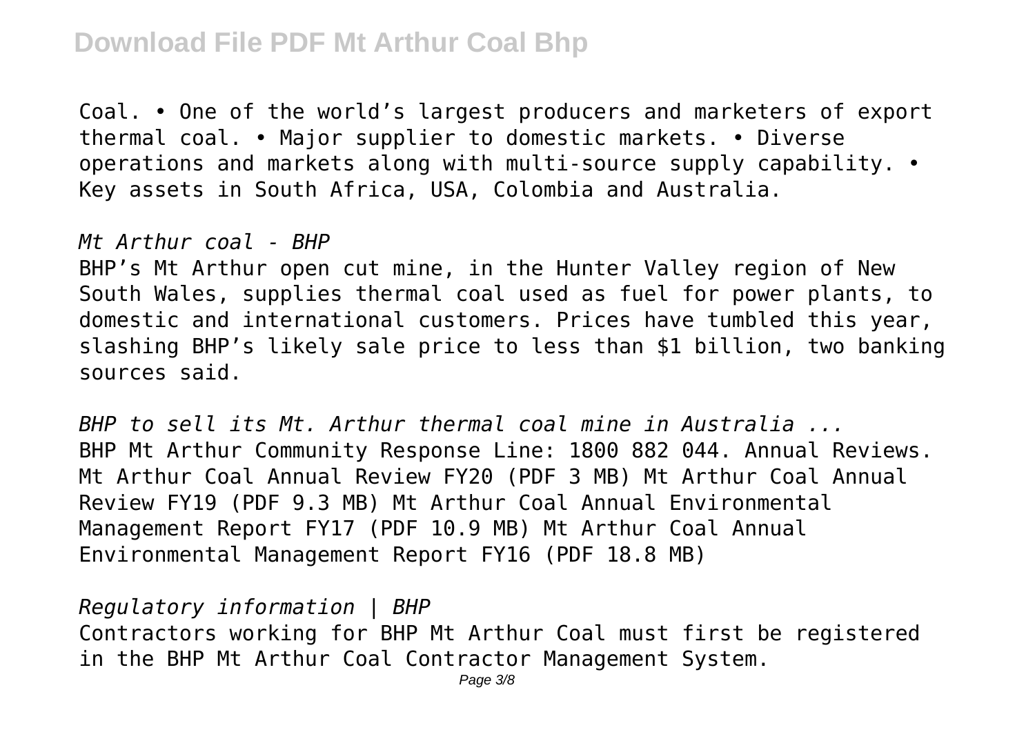Coal. • One of the world's largest producers and marketers of export thermal coal. • Major supplier to domestic markets. • Diverse operations and markets along with multi-source supply capability. • Key assets in South Africa, USA, Colombia and Australia.

*Mt Arthur coal - BHP*

BHP's Mt Arthur open cut mine, in the Hunter Valley region of New South Wales, supplies thermal coal used as fuel for power plants, to domestic and international customers. Prices have tumbled this year, slashing BHP's likely sale price to less than $1 billion, two banking sources said.

*BHP to sell its Mt. Arthur thermal coal mine in Australia ...*

BHP Mt Arthur Community Response Line: 1800 882 044. Annual Reviews. Mt Arthur Coal Annual Review FY20 (PDF 3 MB) Mt Arthur Coal Annual Review FY19 (PDF 9.3 MB) Mt Arthur Coal Annual Environmental Management Report FY17 (PDF 10.9 MB) Mt Arthur Coal Annual Environmental Management Report FY16 (PDF 18.8 MB)

*Regulatory information | BHP*

Contractors working for BHP Mt Arthur Coal must first be registered in the BHP Mt Arthur Coal Contractor Management System.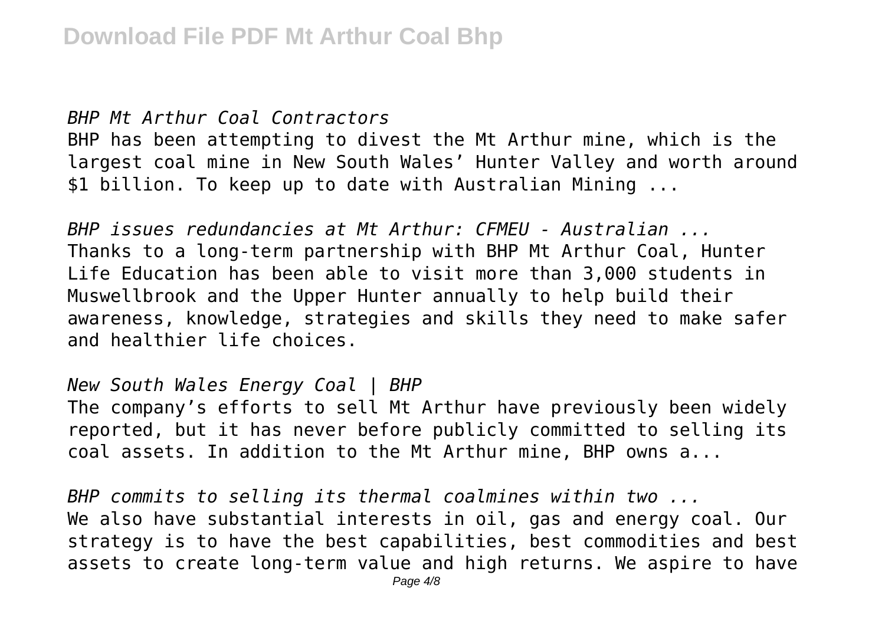*BHP Mt Arthur Coal Contractors*

BHP has been attempting to divest the Mt Arthur mine, which is the largest coal mine in New South Wales' Hunter Valley and worth around $1 billion. To keep up to date with Australian Mining ...

*BHP issues redundancies at Mt Arthur: CFMEU - Australian ...*

Thanks to a long-term partnership with BHP Mt Arthur Coal, Hunter Life Education has been able to visit more than 3,000 students in Muswellbrook and the Upper Hunter annually to help build their awareness, knowledge, strategies and skills they need to make safer and healthier life choices.

*New South Wales Energy Coal | BHP*

The company's efforts to sell Mt Arthur have previously been widely reported, but it has never before publicly committed to selling its coal assets. In addition to the Mt Arthur mine, BHP owns a...

*BHP commits to selling its thermal coalmines within two ...*

We also have substantial interests in oil, gas and energy coal. Our strategy is to have the best capabilities, best commodities and best assets to create long-term value and high returns. We aspire to have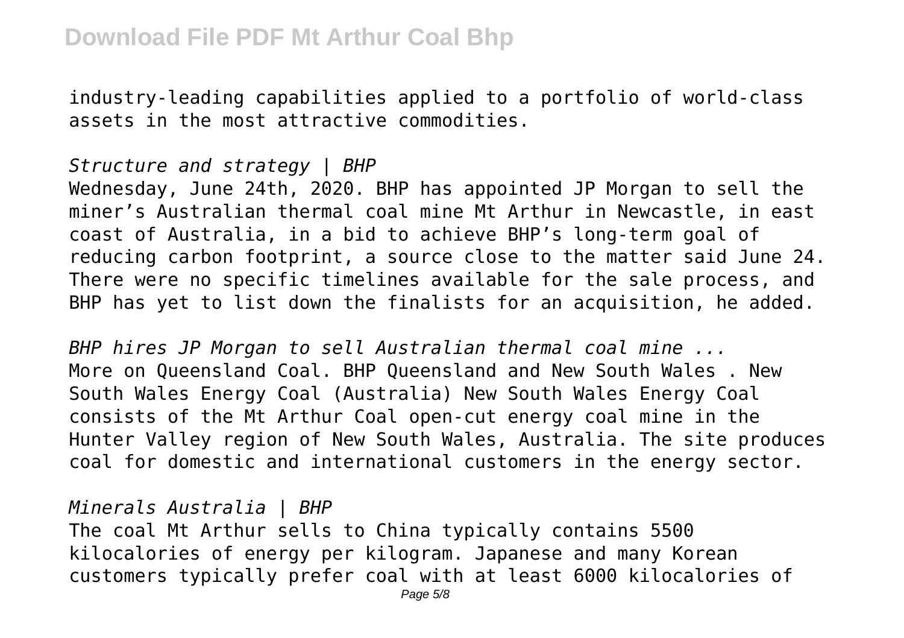industry-leading capabilities applied to a portfolio of world-class assets in the most attractive commodities.

*Structure and strategy | BHP*

Wednesday, June 24th, 2020. BHP has appointed JP Morgan to sell the miner's Australian thermal coal mine Mt Arthur in Newcastle, in east coast of Australia, in a bid to achieve BHP's long-term goal of reducing carbon footprint, a source close to the matter said June 24. There were no specific timelines available for the sale process, and BHP has yet to list down the finalists for an acquisition, he added.

*BHP hires JP Morgan to sell Australian thermal coal mine ...*

More on Queensland Coal. BHP Queensland and New South Wales . New South Wales Energy Coal (Australia) New South Wales Energy Coal consists of the Mt Arthur Coal open-cut energy coal mine in the Hunter Valley region of New South Wales, Australia. The site produces coal for domestic and international customers in the energy sector.

*Minerals Australia | BHP*

The coal Mt Arthur sells to China typically contains 5500 kilocalories of energy per kilogram. Japanese and many Korean customers typically prefer coal with at least 6000 kilocalories of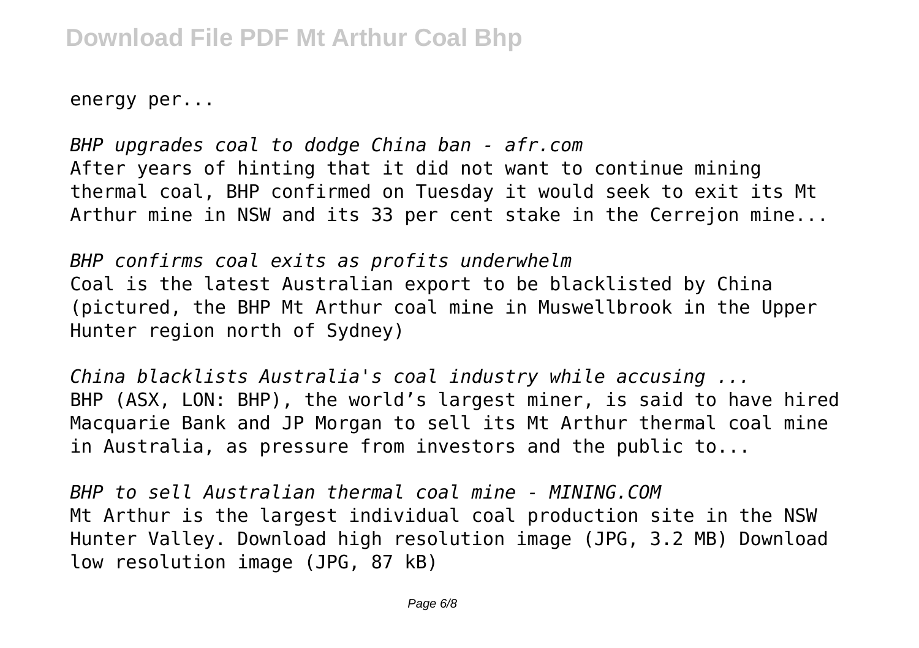energy per...

*BHP upgrades coal to dodge China ban - afr.com*
After years of hinting that it did not want to continue mining thermal coal, BHP confirmed on Tuesday it would seek to exit its Mt Arthur mine in NSW and its 33 per cent stake in the Cerrejon mine...

*BHP confirms coal exits as profits underwhelm*
Coal is the latest Australian export to be blacklisted by China (pictured, the BHP Mt Arthur coal mine in Muswellbrook in the Upper Hunter region north of Sydney)

*China blacklists Australia's coal industry while accusing ...*
BHP (ASX, LON: BHP), the world's largest miner, is said to have hired Macquarie Bank and JP Morgan to sell its Mt Arthur thermal coal mine in Australia, as pressure from investors and the public to...

*BHP to sell Australian thermal coal mine - MINING.COM*
Mt Arthur is the largest individual coal production site in the NSW Hunter Valley. Download high resolution image (JPG, 3.2 MB) Download low resolution image (JPG, 87 kB)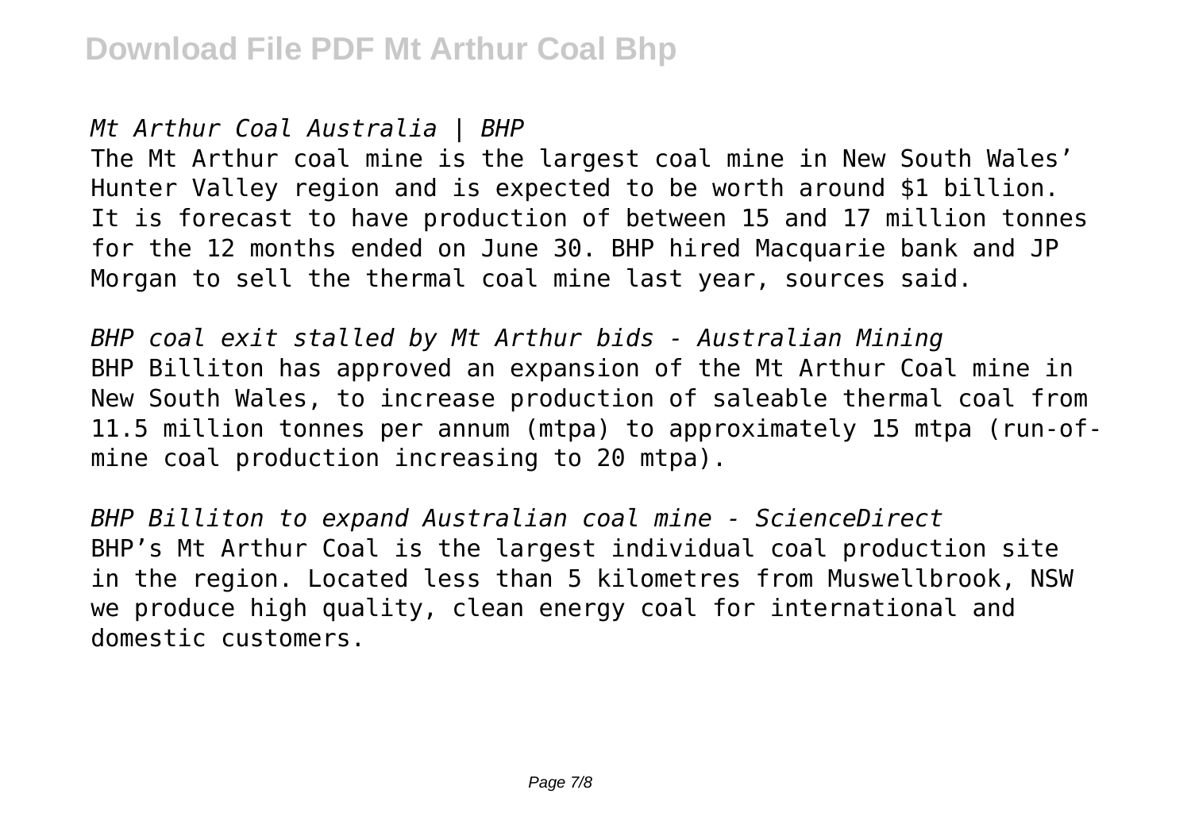*Mt Arthur Coal Australia | BHP*

The Mt Arthur coal mine is the largest coal mine in New South Wales' Hunter Valley region and is expected to be worth around $1 billion. It is forecast to have production of between 15 and 17 million tonnes for the 12 months ended on June 30. BHP hired Macquarie bank and JP Morgan to sell the thermal coal mine last year, sources said.

*BHP coal exit stalled by Mt Arthur bids - Australian Mining*

BHP Billiton has approved an expansion of the Mt Arthur Coal mine in New South Wales, to increase production of saleable thermal coal from 11.5 million tonnes per annum (mtpa) to approximately 15 mtpa (run-of-mine coal production increasing to 20 mtpa).

*BHP Billiton to expand Australian coal mine - ScienceDirect*

BHP's Mt Arthur Coal is the largest individual coal production site in the region. Located less than 5 kilometres from Muswellbrook, NSW we produce high quality, clean energy coal for international and domestic customers.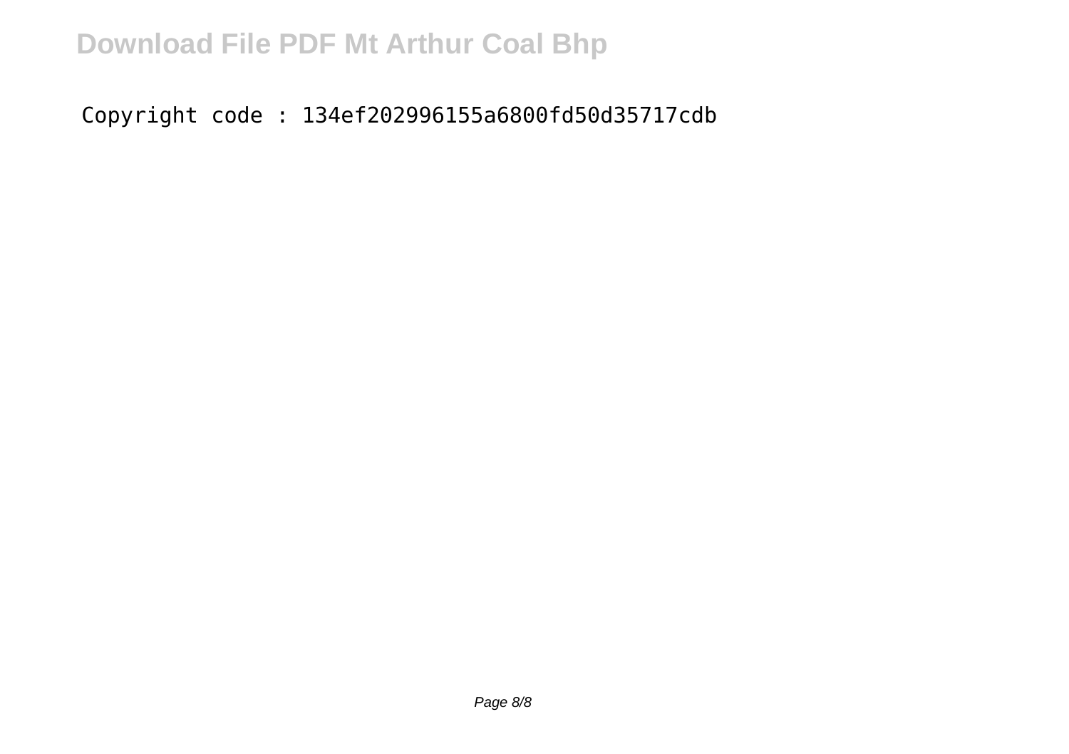Copyright code : 134ef202996155a6800fd50d35717cdb